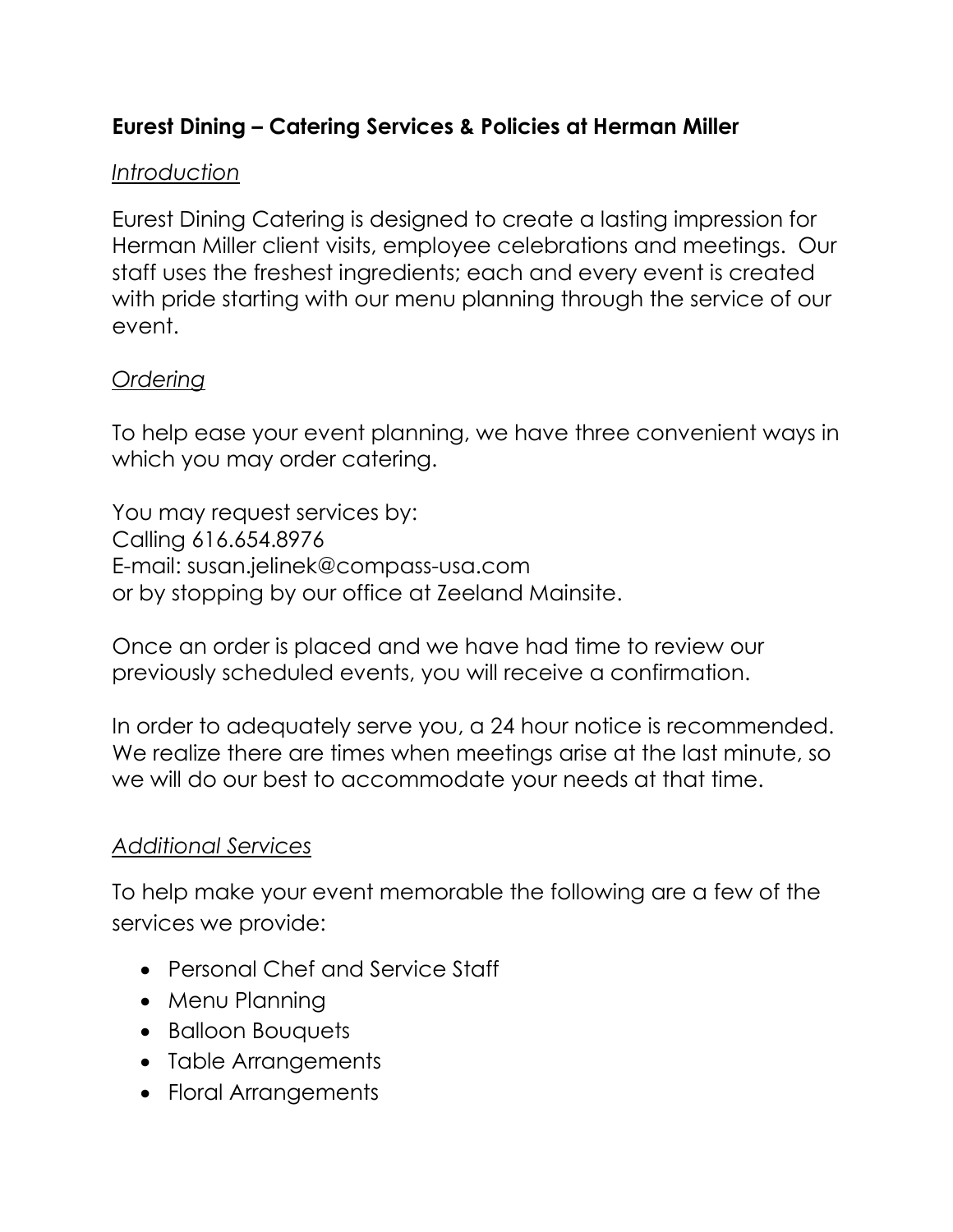# **Eurest Dining – Catering Services & Policies at Herman Miller**

## *Introduction*

Eurest Dining Catering is designed to create a lasting impression for Herman Miller client visits, employee celebrations and meetings. Our staff uses the freshest ingredients; each and every event is created with pride starting with our menu planning through the service of our event.

## *Ordering*

To help ease your event planning, we have three convenient ways in which you may order catering.

You may request services by:
Calling 616.654.8976
E-mail: susan.jelinek@compass-usa.com
or by stopping by our office at Zeeland Mainsite.

Once an order is placed and we have had time to review our previously scheduled events, you will receive a confirmation.

In order to adequately serve you, a 24 hour notice is recommended. We realize there are times when meetings arise at the last minute, so we will do our best to accommodate your needs at that time.

## *Additional Services*

To help make your event memorable the following are a few of the services we provide:

- Personal Chef and Service Staff
- Menu Planning
- Balloon Bouquets
- Table Arrangements
- Floral Arrangements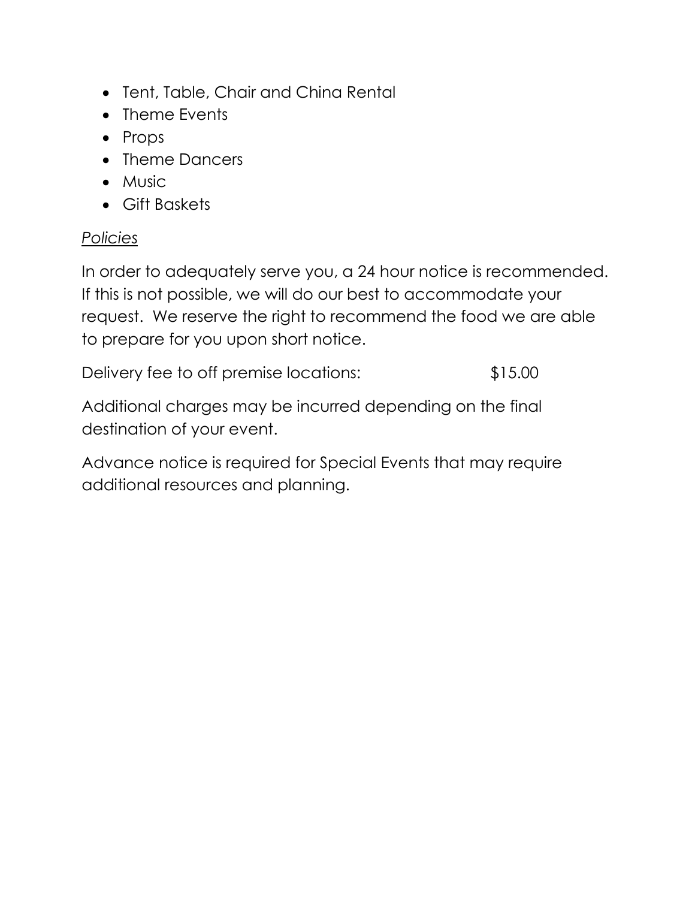- Tent, Table, Chair and China Rental
- Theme Events
- Props
- Theme Dancers
- Music
- Gift Baskets

*Policies*

In order to adequately serve you, a 24 hour notice is recommended. If this is not possible, we will do our best to accommodate your request. We reserve the right to recommend the food we are able to prepare for you upon short notice.

Delivery fee to off premise locations: $15.00

Additional charges may be incurred depending on the final destination of your event.

Advance notice is required for Special Events that may require additional resources and planning.